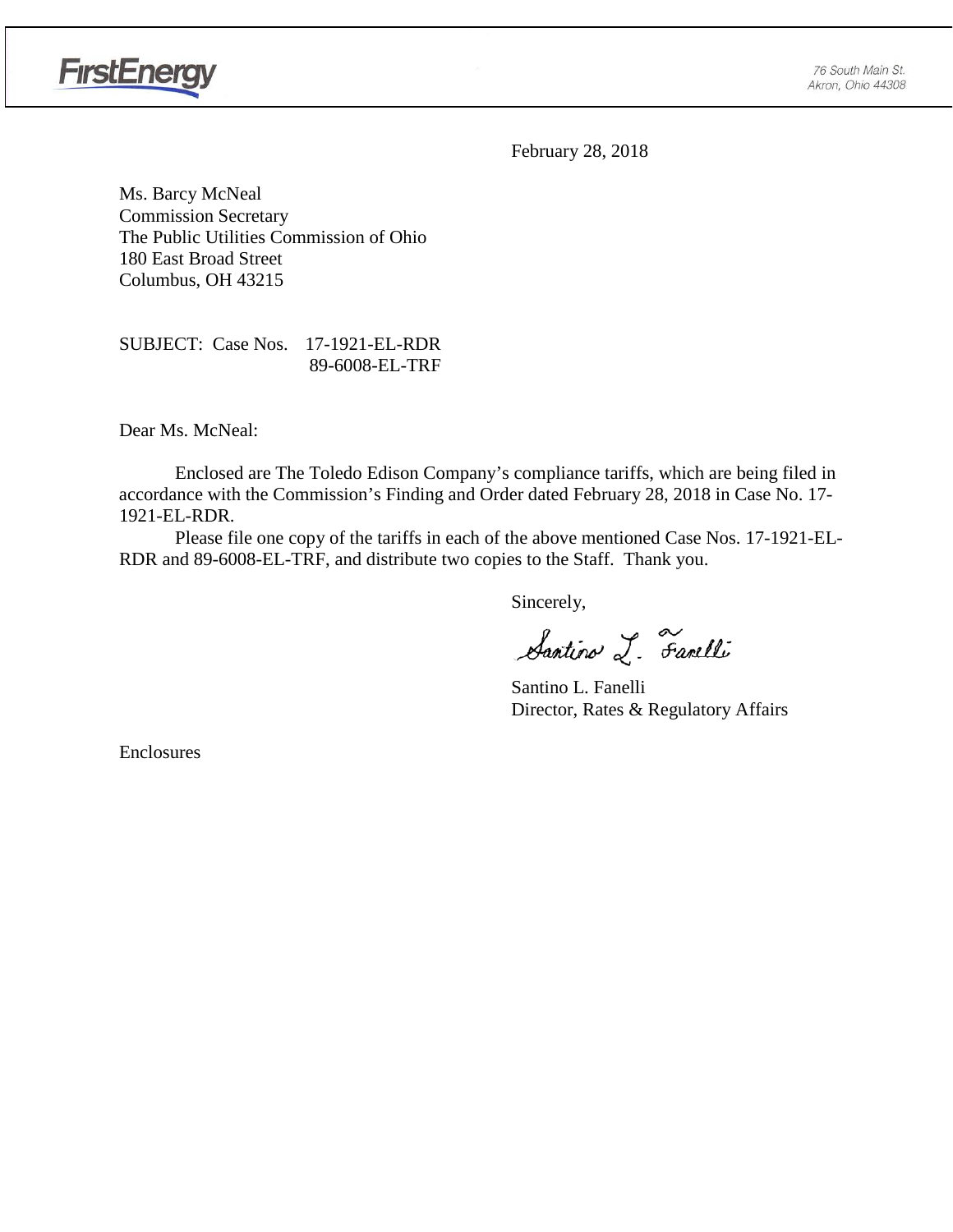FirstEnergy

76 South Main St.
Akron, Ohio 44308

February 28, 2018

Ms. Barcy McNeal
Commission Secretary
The Public Utilities Commission of Ohio
180 East Broad Street
Columbus, OH 43215

SUBJECT: Case Nos. 17-1921-EL-RDR
89-6008-EL-TRF

Dear Ms. McNeal:

Enclosed are The Toledo Edison Company's compliance tariffs, which are being filed in accordance with the Commission's Finding and Order dated February 28, 2018 in Case No. 17-1921-EL-RDR.

Please file one copy of the tariffs in each of the above mentioned Case Nos. 17-1921-EL-RDR and 89-6008-EL-TRF, and distribute two copies to the Staff. Thank you.

Sincerely,

Santino L. Fanelli

Santino L. Fanelli
Director, Rates & Regulatory Affairs

Enclosures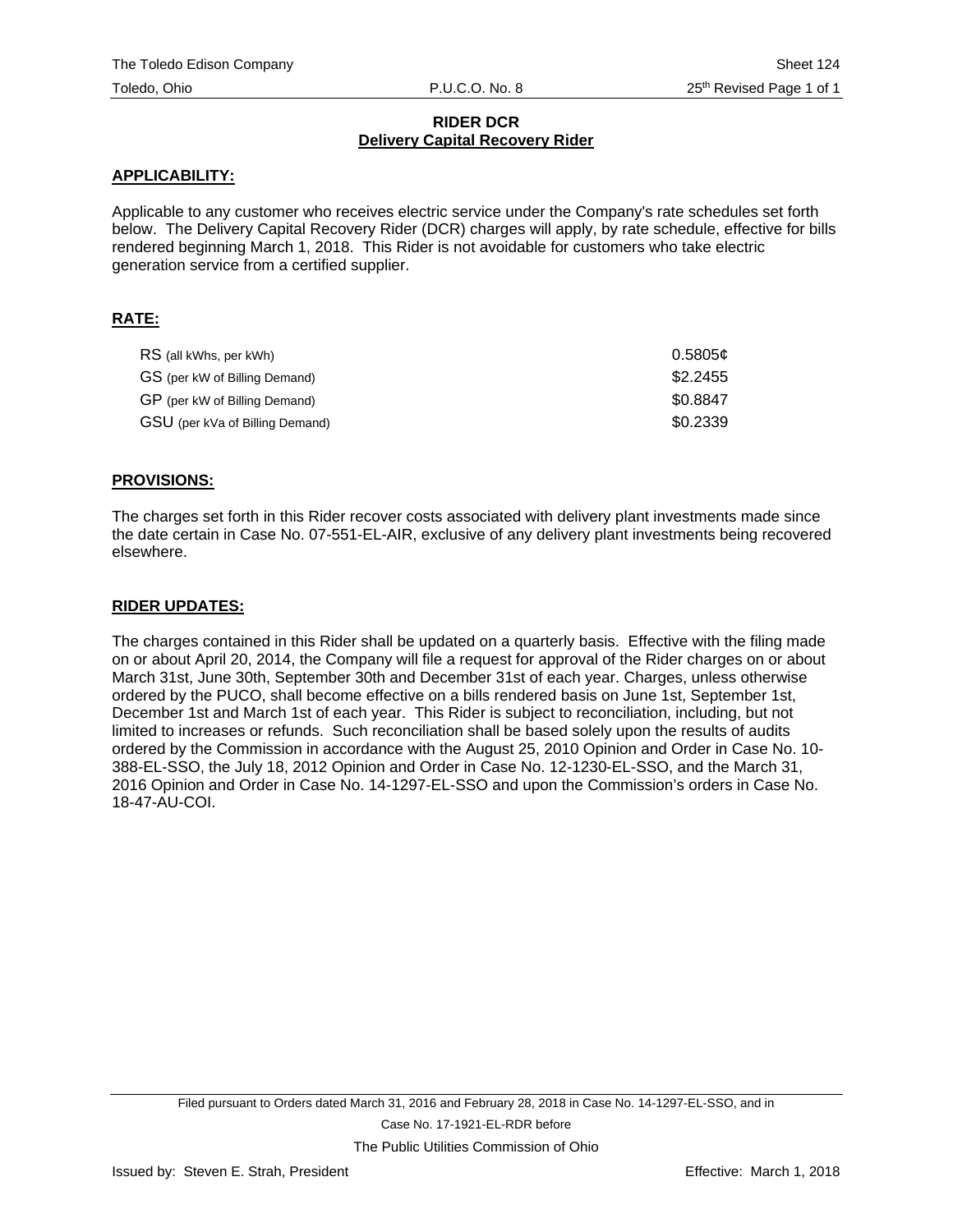# RIDER DCR
## Delivery Capital Recovery Rider

**APPLICABILITY:**

Applicable to any customer who receives electric service under the Company's rate schedules set forth below. The Delivery Capital Recovery Rider (DCR) charges will apply, by rate schedule, effective for bills rendered beginning March 1, 2018. This Rider is not avoidable for customers who take electric generation service from a certified supplier.

**RATE:**

| | |
|---|---|
| RS (all kWhs, per kWh) | 0.5805¢ |
| GS (per kW of Billing Demand) | \$2.2455 |
| GP (per kW of Billing Demand) | \$0.8847 |
| GSU (per kVa of Billing Demand) | \$0.2339 |

**PROVISIONS:**

The charges set forth in this Rider recover costs associated with delivery plant investments made since the date certain in Case No. 07-551-EL-AIR, exclusive of any delivery plant investments being recovered elsewhere.

**RIDER UPDATES:**

The charges contained in this Rider shall be updated on a quarterly basis. Effective with the filing made on or about April 20, 2014, the Company will file a request for approval of the Rider charges on or about March 31st, June 30th, September 30th and December 31st of each year. Charges, unless otherwise ordered by the PUCO, shall become effective on a bills rendered basis on June 1st, September 1st, December 1st and March 1st of each year. This Rider is subject to reconciliation, including, but not limited to increases or refunds. Such reconciliation shall be based solely upon the results of audits ordered by the Commission in accordance with the August 25, 2010 Opinion and Order in Case No. 10-388-EL-SSO, the July 18, 2012 Opinion and Order in Case No. 12-1230-EL-SSO, and the March 31, 2016 Opinion and Order in Case No. 14-1297-EL-SSO and upon the Commission's orders in Case No. 18-47-AU-COI.

Filed pursuant to Orders dated March 31, 2016 and February 28, 2018 in Case No. 14-1297-EL-SSO, and in Case No. 17-1921-EL-RDR before The Public Utilities Commission of Ohio

Issued by: Steven E. Strah, President

Effective: March 1, 2018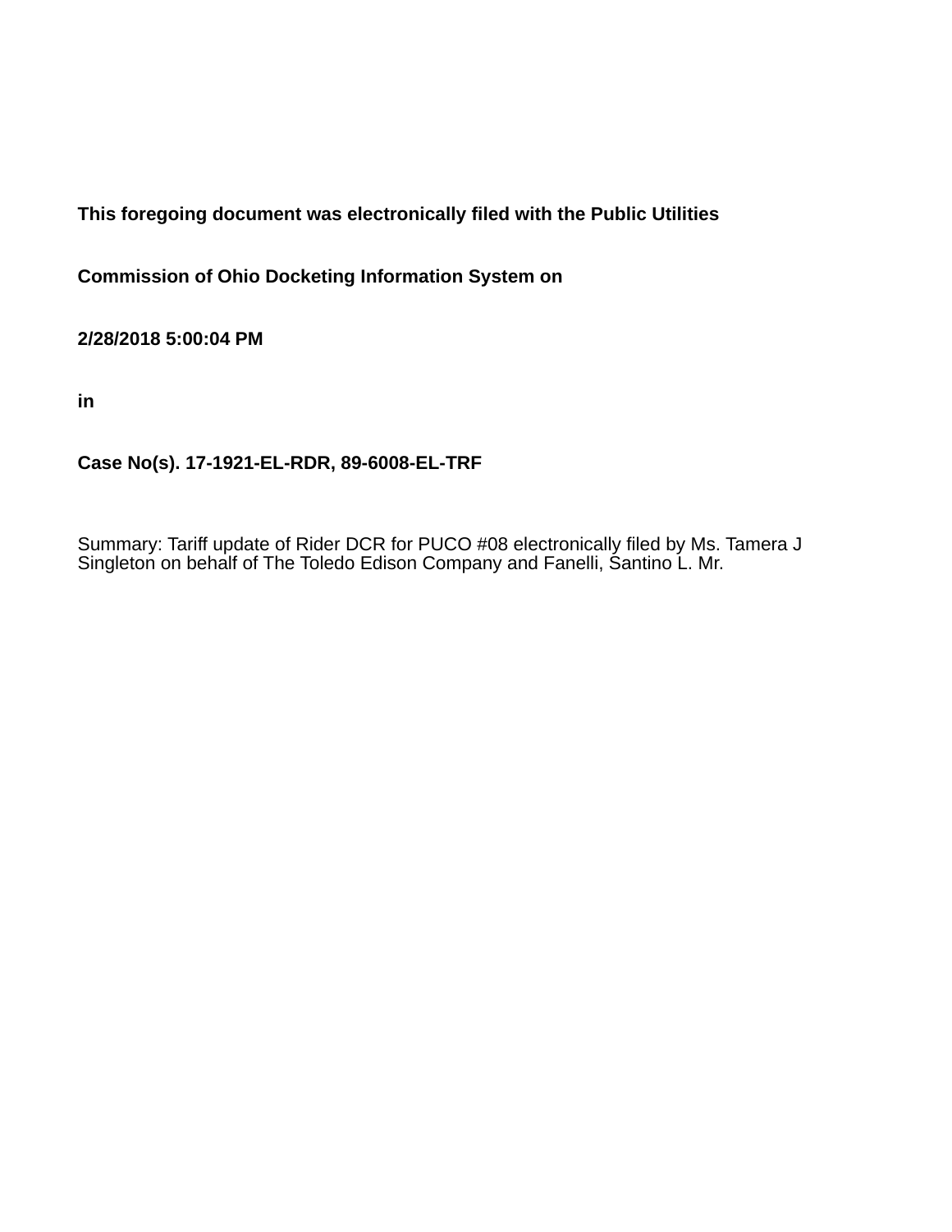**This foregoing document was electronically filed with the Public Utilities**

**Commission of Ohio Docketing Information System on**

**2/28/2018 5:00:04 PM**

**in**

**Case No(s). 17-1921-EL-RDR, 89-6008-EL-TRF**

Summary: Tariff update of Rider DCR for PUCO #08 electronically filed by Ms. Tamera J Singleton on behalf of The Toledo Edison Company and Fanelli, Santino L. Mr.